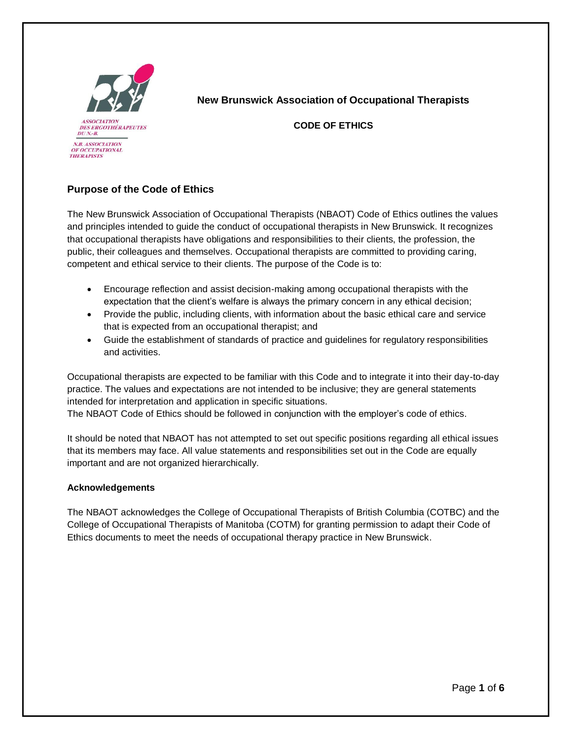ASSOCIATION DES ERGOTHÉRAPEUTES DU N.-B.

N.B. ASSOCIATION OF OCCUPATIONAL THERAPISTS

**New Brunswick Association of Occupational Therapists**

**CODE OF ETHICS**

## Purpose of the Code of Ethics

The New Brunswick Association of Occupational Therapists (NBAOT) Code of Ethics outlines the values and principles intended to guide the conduct of occupational therapists in New Brunswick. It recognizes that occupational therapists have obligations and responsibilities to their clients, the profession, the public, their colleagues and themselves. Occupational therapists are committed to providing caring, competent and ethical service to their clients. The purpose of the Code is to:

- Encourage reflection and assist decision-making among occupational therapists with the expectation that the client's welfare is always the primary concern in any ethical decision;
- Provide the public, including clients, with information about the basic ethical care and service that is expected from an occupational therapist; and
- Guide the establishment of standards of practice and guidelines for regulatory responsibilities and activities.

Occupational therapists are expected to be familiar with this Code and to integrate it into their day-to-day practice. The values and expectations are not intended to be inclusive; they are general statements intended for interpretation and application in specific situations.
The NBAOT Code of Ethics should be followed in conjunction with the employer's code of ethics.

It should be noted that NBAOT has not attempted to set out specific positions regarding all ethical issues that its members may face. All value statements and responsibilities set out in the Code are equally important and are not organized hierarchically.

### Acknowledgements

The NBAOT acknowledges the College of Occupational Therapists of British Columbia (COTBC) and the College of Occupational Therapists of Manitoba (COTM) for granting permission to adapt their Code of Ethics documents to meet the needs of occupational therapy practice in New Brunswick.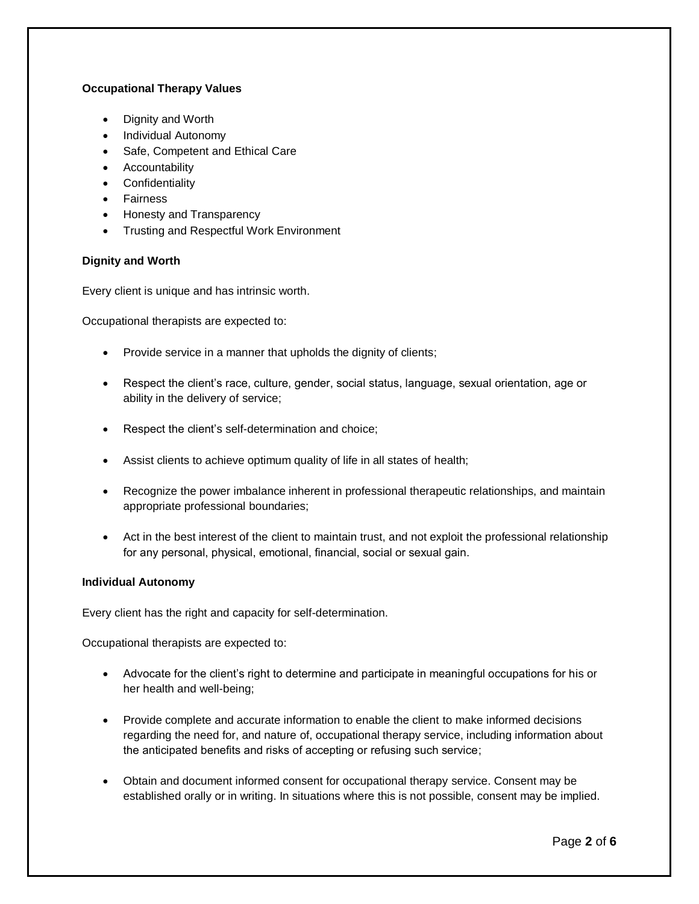**Occupational Therapy Values**

- Dignity and Worth
- Individual Autonomy
- Safe, Competent and Ethical Care
- Accountability
- Confidentiality
- Fairness
- Honesty and Transparency
- Trusting and Respectful Work Environment

**Dignity and Worth**

Every client is unique and has intrinsic worth.

Occupational therapists are expected to:

- Provide service in a manner that upholds the dignity of clients;
- Respect the client's race, culture, gender, social status, language, sexual orientation, age or ability in the delivery of service;
- Respect the client's self-determination and choice;
- Assist clients to achieve optimum quality of life in all states of health;
- Recognize the power imbalance inherent in professional therapeutic relationships, and maintain appropriate professional boundaries;
- Act in the best interest of the client to maintain trust, and not exploit the professional relationship for any personal, physical, emotional, financial, social or sexual gain.

**Individual Autonomy**

Every client has the right and capacity for self-determination.

Occupational therapists are expected to:

- Advocate for the client's right to determine and participate in meaningful occupations for his or her health and well-being;
- Provide complete and accurate information to enable the client to make informed decisions regarding the need for, and nature of, occupational therapy service, including information about the anticipated benefits and risks of accepting or refusing such service;
- Obtain and document informed consent for occupational therapy service. Consent may be established orally or in writing. In situations where this is not possible, consent may be implied.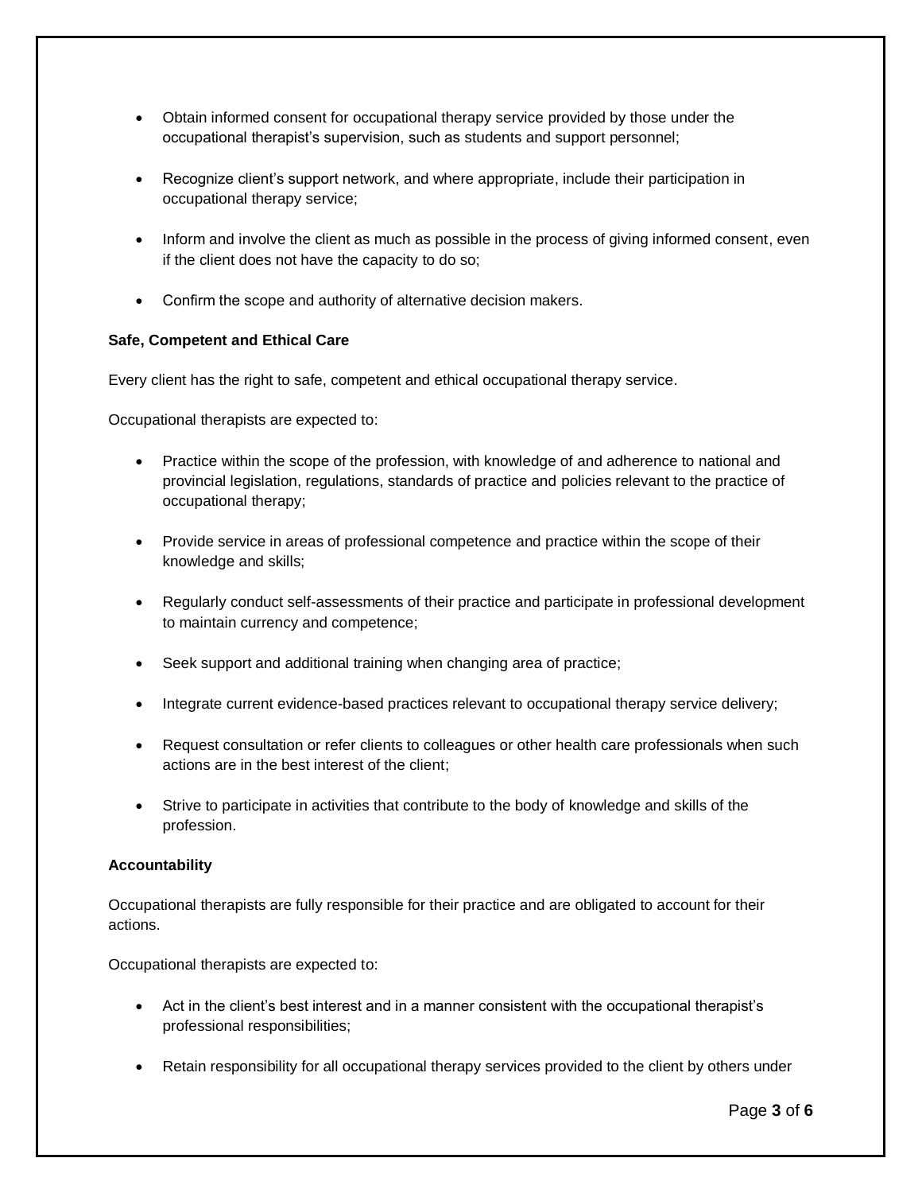- Obtain informed consent for occupational therapy service provided by those under the occupational therapist's supervision, such as students and support personnel;

- Recognize client's support network, and where appropriate, include their participation in occupational therapy service;

- Inform and involve the client as much as possible in the process of giving informed consent, even if the client does not have the capacity to do so;

- Confirm the scope and authority of alternative decision makers.

**Safe, Competent and Ethical Care**

Every client has the right to safe, competent and ethical occupational therapy service.

Occupational therapists are expected to:

- Practice within the scope of the profession, with knowledge of and adherence to national and provincial legislation, regulations, standards of practice and policies relevant to the practice of occupational therapy;

- Provide service in areas of professional competence and practice within the scope of their knowledge and skills;

- Regularly conduct self-assessments of their practice and participate in professional development to maintain currency and competence;

- Seek support and additional training when changing area of practice;

- Integrate current evidence-based practices relevant to occupational therapy service delivery;

- Request consultation or refer clients to colleagues or other health care professionals when such actions are in the best interest of the client;

- Strive to participate in activities that contribute to the body of knowledge and skills of the profession.

**Accountability**

Occupational therapists are fully responsible for their practice and are obligated to account for their actions.

Occupational therapists are expected to:

- Act in the client's best interest and in a manner consistent with the occupational therapist's professional responsibilities;

- Retain responsibility for all occupational therapy services provided to the client by others under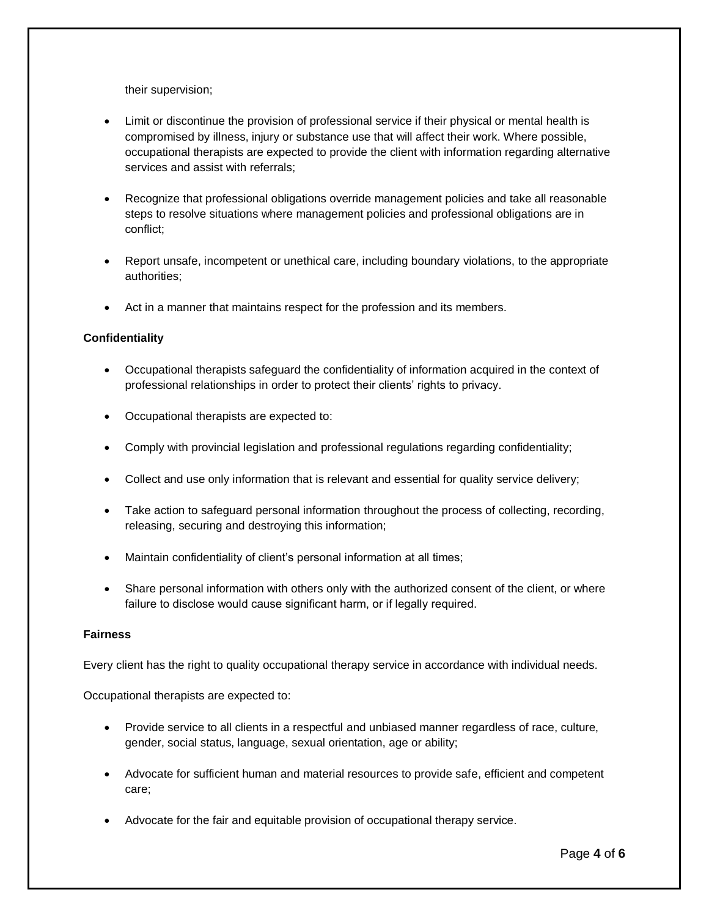their supervision;

- Limit or discontinue the provision of professional service if their physical or mental health is compromised by illness, injury or substance use that will affect their work. Where possible, occupational therapists are expected to provide the client with information regarding alternative services and assist with referrals;

- Recognize that professional obligations override management policies and take all reasonable steps to resolve situations where management policies and professional obligations are in conflict;

- Report unsafe, incompetent or unethical care, including boundary violations, to the appropriate authorities;

- Act in a manner that maintains respect for the profession and its members.

**Confidentiality**

- Occupational therapists safeguard the confidentiality of information acquired in the context of professional relationships in order to protect their clients' rights to privacy.

- Occupational therapists are expected to:

- Comply with provincial legislation and professional regulations regarding confidentiality;

- Collect and use only information that is relevant and essential for quality service delivery;

- Take action to safeguard personal information throughout the process of collecting, recording, releasing, securing and destroying this information;

- Maintain confidentiality of client's personal information at all times;

- Share personal information with others only with the authorized consent of the client, or where failure to disclose would cause significant harm, or if legally required.

**Fairness**

Every client has the right to quality occupational therapy service in accordance with individual needs.

Occupational therapists are expected to:

- Provide service to all clients in a respectful and unbiased manner regardless of race, culture, gender, social status, language, sexual orientation, age or ability;

- Advocate for sufficient human and material resources to provide safe, efficient and competent care;

- Advocate for the fair and equitable provision of occupational therapy service.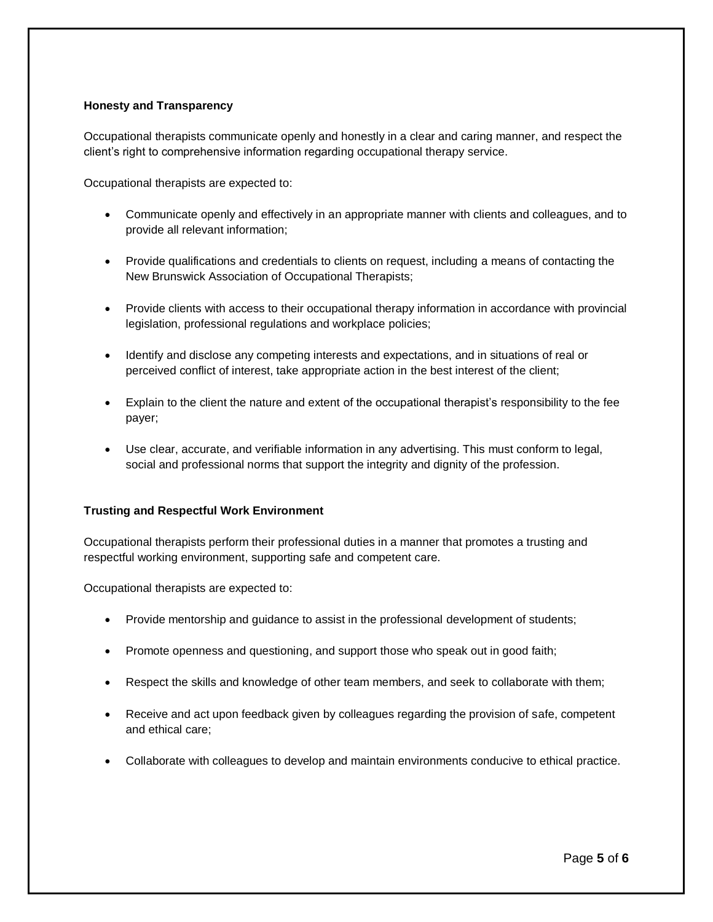**Honesty and Transparency**

Occupational therapists communicate openly and honestly in a clear and caring manner, and respect the client's right to comprehensive information regarding occupational therapy service.

Occupational therapists are expected to:

- Communicate openly and effectively in an appropriate manner with clients and colleagues, and to provide all relevant information;
- Provide qualifications and credentials to clients on request, including a means of contacting the New Brunswick Association of Occupational Therapists;
- Provide clients with access to their occupational therapy information in accordance with provincial legislation, professional regulations and workplace policies;
- Identify and disclose any competing interests and expectations, and in situations of real or perceived conflict of interest, take appropriate action in the best interest of the client;
- Explain to the client the nature and extent of the occupational therapist's responsibility to the fee payer;
- Use clear, accurate, and verifiable information in any advertising. This must conform to legal, social and professional norms that support the integrity and dignity of the profession.

**Trusting and Respectful Work Environment**

Occupational therapists perform their professional duties in a manner that promotes a trusting and respectful working environment, supporting safe and competent care.

Occupational therapists are expected to:

- Provide mentorship and guidance to assist in the professional development of students;
- Promote openness and questioning, and support those who speak out in good faith;
- Respect the skills and knowledge of other team members, and seek to collaborate with them;
- Receive and act upon feedback given by colleagues regarding the provision of safe, competent and ethical care;
- Collaborate with colleagues to develop and maintain environments conducive to ethical practice.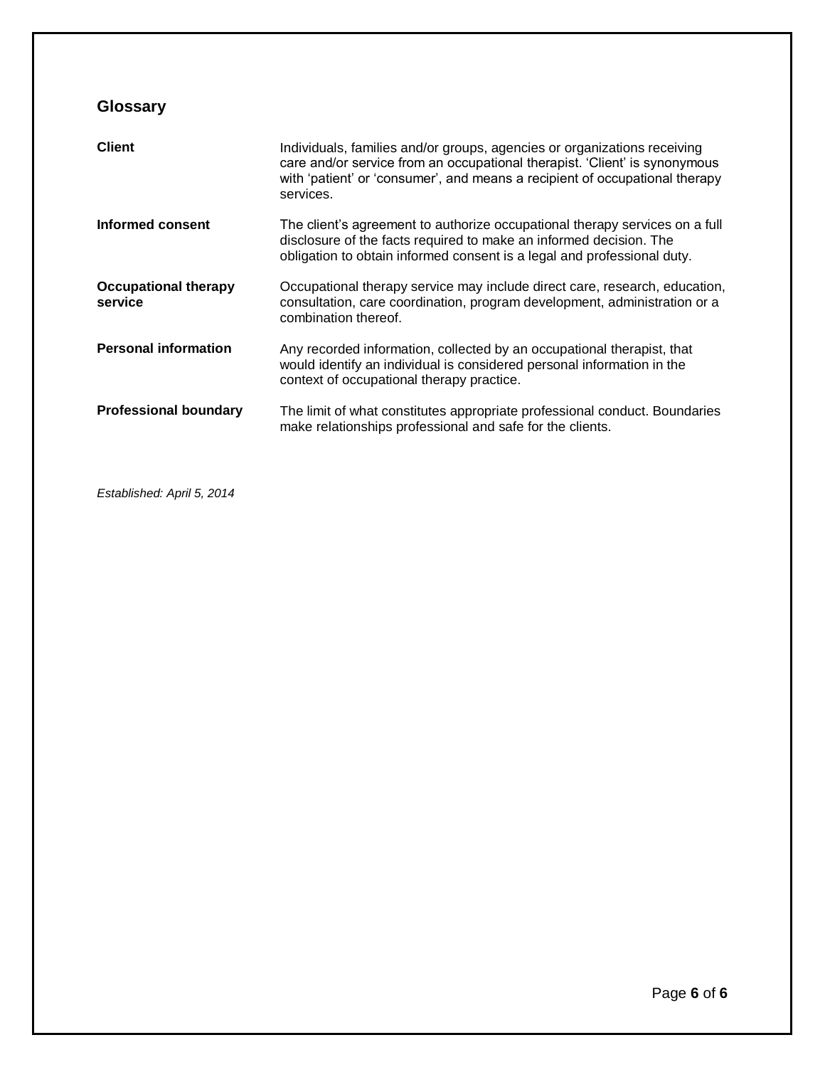## Glossary

| | |
|---|---|
| **Client** | Individuals, families and/or groups, agencies or organizations receiving care and/or service from an occupational therapist. 'Client' is synonymous with 'patient' or 'consumer', and means a recipient of occupational therapy services. |
| **Informed consent** | The client's agreement to authorize occupational therapy services on a full disclosure of the facts required to make an informed decision. The obligation to obtain informed consent is a legal and professional duty. |
| **Occupational therapy service** | Occupational therapy service may include direct care, research, education, consultation, care coordination, program development, administration or a combination thereof. |
| **Personal information** | Any recorded information, collected by an occupational therapist, that would identify an individual is considered personal information in the context of occupational therapy practice. |
| **Professional boundary** | The limit of what constitutes appropriate professional conduct. Boundaries make relationships professional and safe for the clients. |

*Established: April 5, 2014*